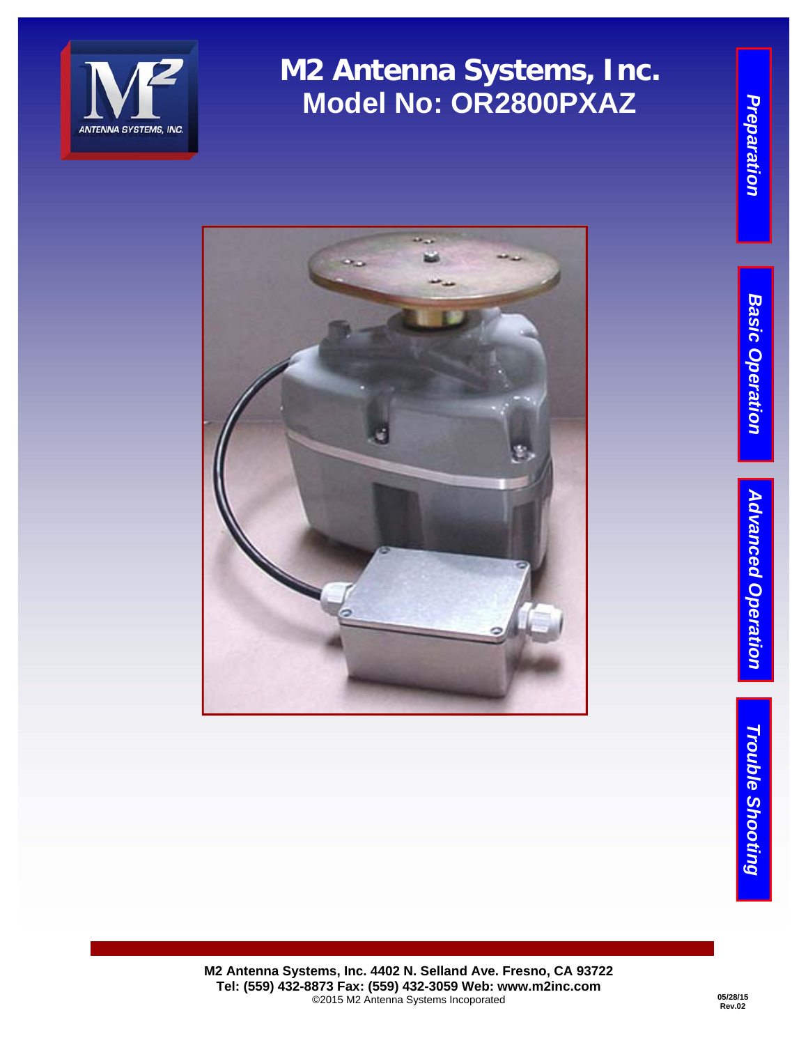# M2 Antenna Systems, Inc.
## Model No: OR2800PXAZ

Preparation

Basic Operation

Advanced Operation

Trouble Shooting

**M2 Antenna Systems, Inc. 4402 N. Selland Ave. Fresno, CA 93722**
**Tel: (559) 432-8873 Fax: (559) 432-3059 Web: www.m2inc.com**
©2015 M2 Antenna Systems Incoporated

**05/28/15**
**Rev.02**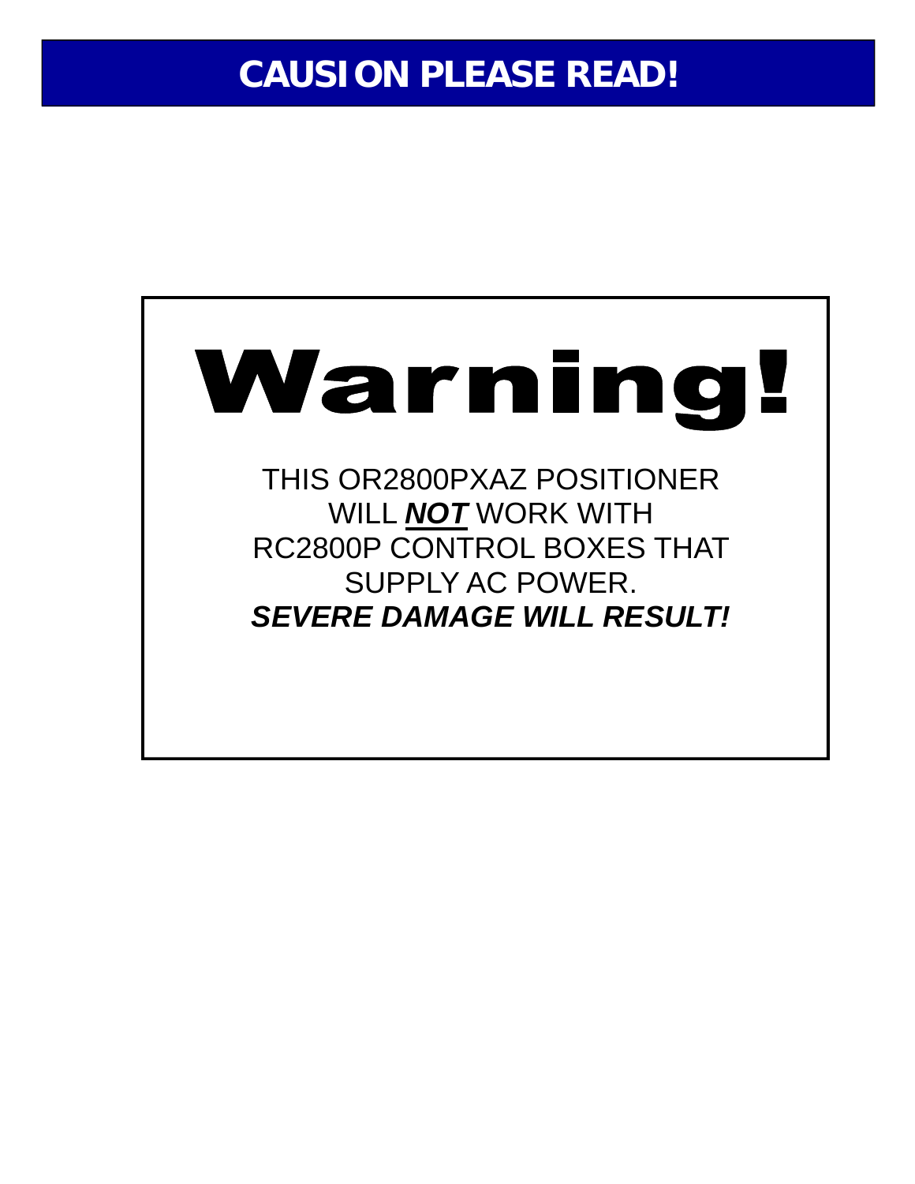# CAUSION PLEASE READ!

## Warning!

THIS OR2800PXAZ POSITIONER WILL ***NOT*** WORK WITH RC2800P CONTROL BOXES THAT SUPPLY AC POWER.

***SEVERE DAMAGE WILL RESULT!***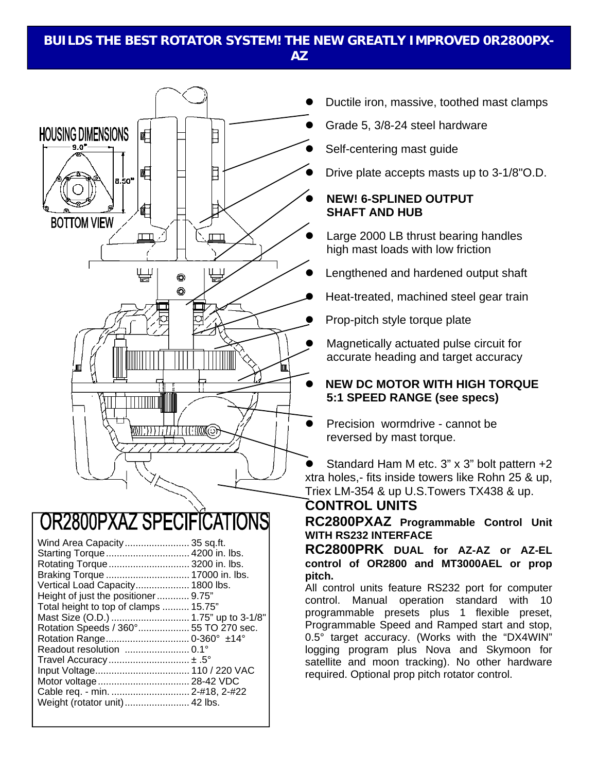# BUILDS THE BEST ROTATOR SYSTEM! THE NEW GREATLY IMPROVED 0R2800PX-AZ

HOUSING DIMENSIONS

9.0"

8.50"

BOTTOM VIEW

- Ductile iron, massive, toothed mast clamps
- Grade 5, 3/8-24 steel hardware
- Self-centering mast guide
- Drive plate accepts masts up to 3-1/8"O.D.
- **NEW! 6-SPLINED OUTPUT SHAFT AND HUB**
- Large 2000 LB thrust bearing handles high mast loads with low friction
- Lengthened and hardened output shaft
- Heat-treated, machined steel gear train
- Prop-pitch style torque plate
- Magnetically actuated pulse circuit for accurate heading and target accuracy
- **NEW DC MOTOR WITH HIGH TORQUE 5:1 SPEED RANGE (see specs)**
- Precision wormdrive - cannot be reversed by mast torque.
- Standard Ham M etc. 3" x 3" bolt pattern +2 xtra holes,- fits inside towers like Rohn 25 & up, Triex LM-354 & up U.S.Towers TX438 & up.

## OR2800PXAZ SPECIFICATIONS

| | |
|---|---|
| Wind Area Capacity | 35 sq.ft. |
| Starting Torque | 4200 in. lbs. |
| Rotating Torque | 3200 in. lbs. |
| Braking Torque | 17000 in. lbs. |
| Vertical Load Capacity | 1800 lbs. |
| Height of just the positioner | 9.75" |
| Total height to top of clamps | 15.75" |
| Mast Size (O.D.) | 1.75" up to 3-1/8" |
| Rotation Speeds / 360° | 55 TO 270 sec. |
| Rotation Range | 0-360° ±14° |
| Readout resolution | 0.1° |
| Travel Accuracy | ± .5° |
| Input Voltage | 110 / 220 VAC |
| Motor voltage | 28-42 VDC |
| Cable req. - min. | 2-#18, 2-#22 |
| Weight (rotator unit) | 42 lbs. |

## CONTROL UNITS

**RC2800PXAZ Programmable Control Unit WITH RS232 INTERFACE**

**RC2800PRK DUAL for AZ-AZ or AZ-EL control of OR2800 and MT3000AEL or prop pitch.**

All control units feature RS232 port for computer control. Manual operation standard with 10 programmable presets plus 1 flexible preset, Programmable Speed and Ramped start and stop, 0.5° target accuracy. (Works with the "DX4WIN" logging program plus Nova and Skymoon for satellite and moon tracking). No other hardware required. Optional prop pitch rotator control.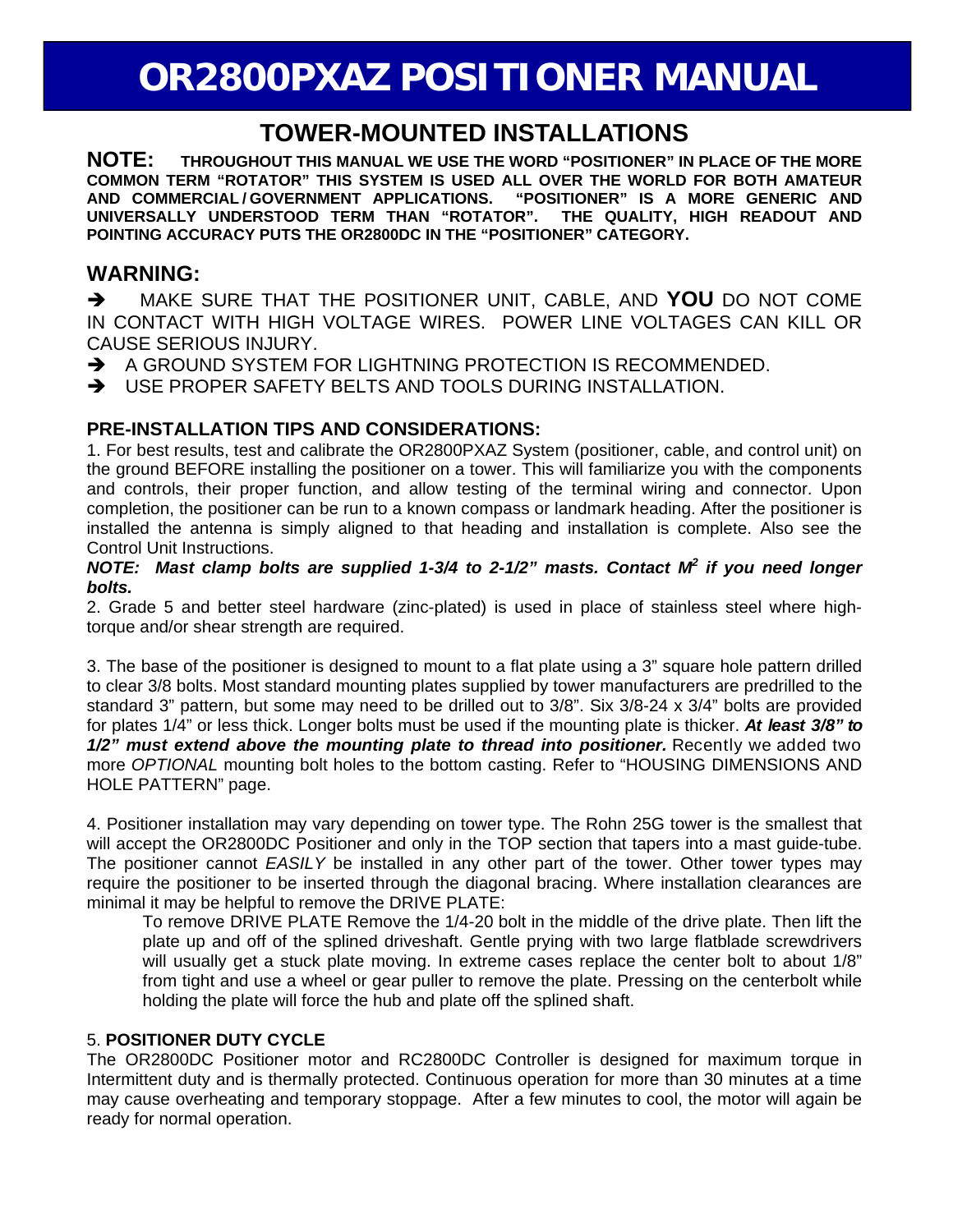# OR2800PXAZ POSITIONER MANUAL

## TOWER-MOUNTED INSTALLATIONS

**NOTE: THROUGHOUT THIS MANUAL WE USE THE WORD "POSITIONER" IN PLACE OF THE MORE COMMON TERM "ROTATOR" THIS SYSTEM IS USED ALL OVER THE WORLD FOR BOTH AMATEUR AND COMMERCIAL / GOVERNMENT APPLICATIONS. "POSITIONER" IS A MORE GENERIC AND UNIVERSALLY UNDERSTOOD TERM THAN "ROTATOR". THE QUALITY, HIGH READOUT AND POINTING ACCURACY PUTS THE OR2800DC IN THE "POSITIONER" CATEGORY.**

## WARNING:

- ➔ MAKE SURE THAT THE POSITIONER UNIT, CABLE, AND **YOU** DO NOT COME IN CONTACT WITH HIGH VOLTAGE WIRES. POWER LINE VOLTAGES CAN KILL OR CAUSE SERIOUS INJURY.
- ➔ A GROUND SYSTEM FOR LIGHTNING PROTECTION IS RECOMMENDED.
- ➔ USE PROPER SAFETY BELTS AND TOOLS DURING INSTALLATION.

### PRE-INSTALLATION TIPS AND CONSIDERATIONS:

1. For best results, test and calibrate the OR2800PXAZ System (positioner, cable, and control unit) on the ground BEFORE installing the positioner on a tower. This will familiarize you with the components and controls, their proper function, and allow testing of the terminal wiring and connector. Upon completion, the positioner can be run to a known compass or landmark heading. After the positioner is installed the antenna is simply aligned to that heading and installation is complete. Also see the Control Unit Instructions.

***NOTE: Mast clamp bolts are supplied 1-3/4 to 2-1/2" masts. Contact $M^2$ if you need longer bolts.***

2. Grade 5 and better steel hardware (zinc-plated) is used in place of stainless steel where high-torque and/or shear strength are required.

3. The base of the positioner is designed to mount to a flat plate using a 3" square hole pattern drilled to clear 3/8 bolts. Most standard mounting plates supplied by tower manufacturers are predrilled to the standard 3" pattern, but some may need to be drilled out to 3/8". Six 3/8-24 x 3/4" bolts are provided for plates 1/4" or less thick. Longer bolts must be used if the mounting plate is thicker. ***At least 3/8" to 1/2" must extend above the mounting plate to thread into positioner.*** Recently we added two more *OPTIONAL* mounting bolt holes to the bottom casting. Refer to "HOUSING DIMENSIONS AND HOLE PATTERN" page.

4. Positioner installation may vary depending on tower type. The Rohn 25G tower is the smallest that will accept the OR2800DC Positioner and only in the TOP section that tapers into a mast guide-tube. The positioner cannot *EASILY* be installed in any other part of the tower. Other tower types may require the positioner to be inserted through the diagonal bracing. Where installation clearances are minimal it may be helpful to remove the DRIVE PLATE:

   To remove DRIVE PLATE Remove the 1/4-20 bolt in the middle of the drive plate. Then lift the plate up and off of the splined driveshaft. Gentle prying with two large flatblade screwdrivers will usually get a stuck plate moving. In extreme cases replace the center bolt to about 1/8" from tight and use a wheel or gear puller to remove the plate. Pressing on the centerbolt while holding the plate will force the hub and plate off the splined shaft.

5. **POSITIONER DUTY CYCLE**

The OR2800DC Positioner motor and RC2800DC Controller is designed for maximum torque in Intermittent duty and is thermally protected. Continuous operation for more than 30 minutes at a time may cause overheating and temporary stoppage. After a few minutes to cool, the motor will again be ready for normal operation.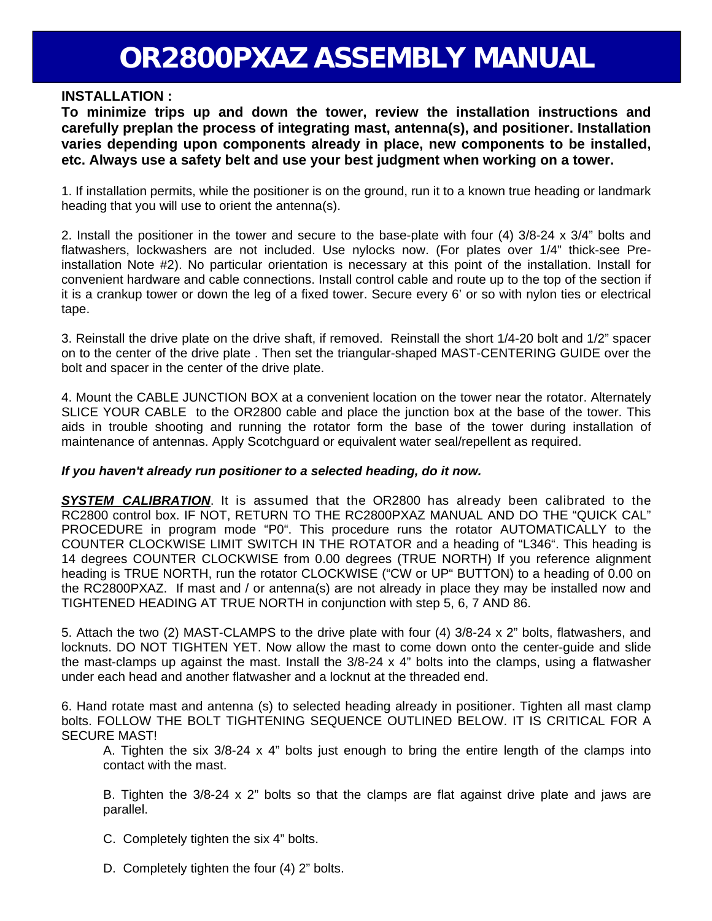# OR2800PXAZ ASSEMBLY MANUAL

**INSTALLATION :**

**To minimize trips up and down the tower, review the installation instructions and carefully preplan the process of integrating mast, antenna(s), and positioner. Installation varies depending upon components already in place, new components to be installed, etc. Always use a safety belt and use your best judgment when working on a tower.**

1. If installation permits, while the positioner is on the ground, run it to a known true heading or landmark heading that you will use to orient the antenna(s).

2. Install the positioner in the tower and secure to the base-plate with four (4) 3/8-24 x 3/4" bolts and flatwashers, lockwashers are not included. Use nylocks now. (For plates over 1/4" thick-see Pre-installation Note #2). No particular orientation is necessary at this point of the installation. Install for convenient hardware and cable connections. Install control cable and route up to the top of the section if it is a crankup tower or down the leg of a fixed tower. Secure every 6' or so with nylon ties or electrical tape.

3. Reinstall the drive plate on the drive shaft, if removed. Reinstall the short 1/4-20 bolt and 1/2" spacer on to the center of the drive plate . Then set the triangular-shaped MAST-CENTERING GUIDE over the bolt and spacer in the center of the drive plate.

4. Mount the CABLE JUNCTION BOX at a convenient location on the tower near the rotator. Alternately SLICE YOUR CABLE to the OR2800 cable and place the junction box at the base of the tower. This aids in trouble shooting and running the rotator form the base of the tower during installation of maintenance of antennas. Apply Scotchguard or equivalent water seal/repellent as required.

***If you haven't already run positioner to a selected heading, do it now.***

***SYSTEM CALIBRATION***. It is assumed that the OR2800 has already been calibrated to the RC2800 control box. IF NOT, RETURN TO THE RC2800PXAZ MANUAL AND DO THE "QUICK CAL" PROCEDURE in program mode "P0". This procedure runs the rotator AUTOMATICALLY to the COUNTER CLOCKWISE LIMIT SWITCH IN THE ROTATOR and a heading of "L346". This heading is 14 degrees COUNTER CLOCKWISE from 0.00 degrees (TRUE NORTH) If you reference alignment heading is TRUE NORTH, run the rotator CLOCKWISE ("CW or UP" BUTTON) to a heading of 0.00 on the RC2800PXAZ. If mast and / or antenna(s) are not already in place they may be installed now and TIGHTENED HEADING AT TRUE NORTH in conjunction with step 5, 6, 7 AND 86.

5. Attach the two (2) MAST-CLAMPS to the drive plate with four (4) 3/8-24 x 2" bolts, flatwashers, and locknuts. DO NOT TIGHTEN YET. Now allow the mast to come down onto the center-guide and slide the mast-clamps up against the mast. Install the 3/8-24 x 4" bolts into the clamps, using a flatwasher under each head and another flatwasher and a locknut at the threaded end.

6. Hand rotate mast and antenna (s) to selected heading already in positioner. Tighten all mast clamp bolts. FOLLOW THE BOLT TIGHTENING SEQUENCE OUTLINED BELOW. IT IS CRITICAL FOR A SECURE MAST!

A. Tighten the six 3/8-24 x 4" bolts just enough to bring the entire length of the clamps into contact with the mast.

B. Tighten the 3/8-24 x 2" bolts so that the clamps are flat against drive plate and jaws are parallel.

C. Completely tighten the six 4" bolts.

D. Completely tighten the four (4) 2" bolts.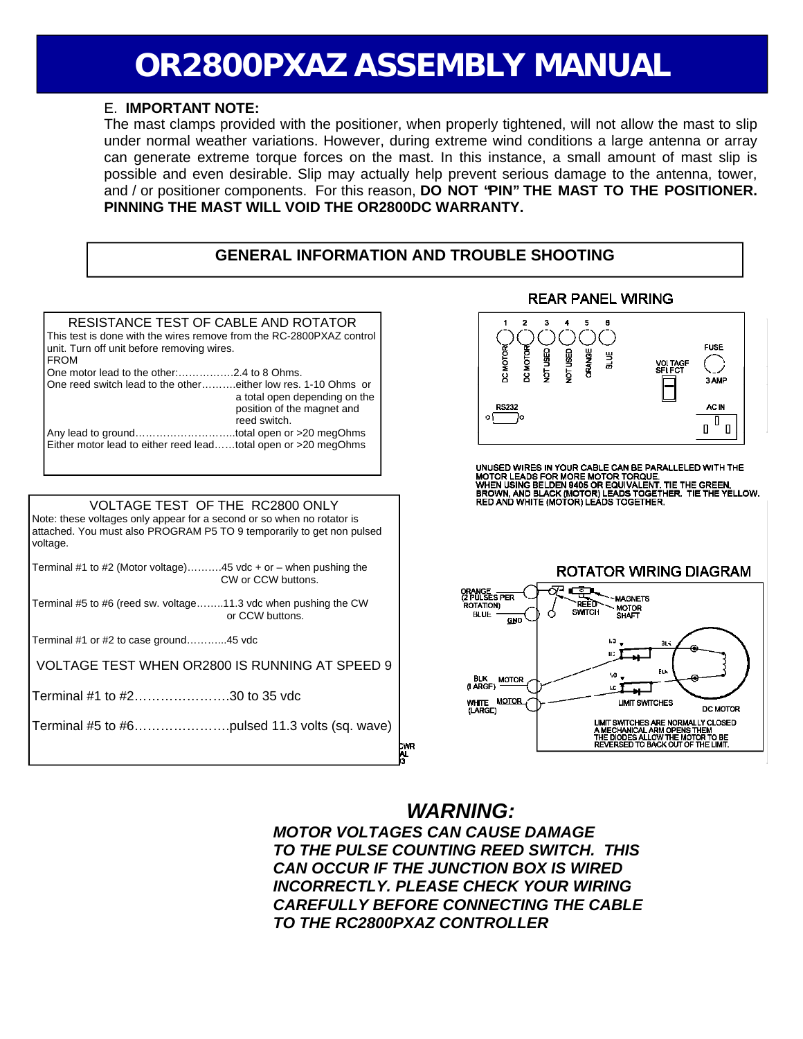# OR2800PXAZ ASSEMBLY MANUAL

E. **IMPORTANT NOTE:**

The mast clamps provided with the positioner, when properly tightened, will not allow the mast to slip under normal weather variations. However, during extreme wind conditions a large antenna or array can generate extreme torque forces on the mast. In this instance, a small amount of mast slip is possible and even desirable. Slip may actually help prevent serious damage to the antenna, tower, and / or positioner components. For this reason, **DO NOT "PIN" THE MAST TO THE POSITIONER. PINNING THE MAST WILL VOID THE OR2800DC WARRANTY.**

## GENERAL INFORMATION AND TROUBLE SHOOTING

### RESISTANCE TEST OF CABLE AND ROTATOR

This test is done with the wires remove from the RC-2800PXAZ control unit. Turn off unit before removing wires.

FROM

One motor lead to the other:…………….2.4 to 8 Ohms.

One reed switch lead to the other……….either low res. 1-10 Ohms or a total open depending on the position of the magnet and reed switch.

Any lead to ground………………………..total open or >20 megOhms

Either motor lead to either reed lead……total open or >20 megOhms

### VOLTAGE TEST OF THE RC2800 ONLY

Note: these voltages only appear for a second or so when no rotator is attached. You must also PROGRAM P5 TO 9 temporarily to get non pulsed voltage.

Terminal #1 to #2 (Motor voltage)……….45 vdc + or – when pushing the CW or CCW buttons.

Terminal #5 to #6 (reed sw. voltage……..11.3 vdc when pushing the CW or CCW buttons.

Terminal #1 or #2 to case ground………...45 vdc

### VOLTAGE TEST WHEN OR2800 IS RUNNING AT SPEED 9

Terminal #1 to #2………………….30 to 35 vdc

Terminal #5 to #6………………….pulsed 11.3 volts (sq. wave)

### REAR PANEL WIRING

1 DC MOTOR, 2 DC MOTOR, 3 NOT USED, 4 NOT USED, 5 ORANGE, 6 BLUE

VOLTAGE SELECT — FUSE 3 AMP — RS232 — AC IN

UNUSED WIRES IN YOUR CABLE CAN BE PARALLELED WITH THE MOTOR LEADS FOR MORE MOTOR TORQUE.
WHEN USING BELDEN 9405 OR EQUIVALENT, TIE THE GREEN, BROWN, AND BLACK (MOTOR) LEADS TOGETHER. TIE THE YELLOW, RED AND WHITE (MOTOR) LEADS TOGETHER.

### ROTATOR WIRING DIAGRAM

ORANGE (2 PULSES PER ROTATION) — BLUE — GND — REED SWITCH — MAGNETS — MOTOR SHAFT

BLK (LARGE) MOTOR — WHITE (LARGE) MOTOR — LIMIT SWITCHES — DC MOTOR

LIMIT SWITCHES ARE NORMALLY CLOSED
A MECHANICAL ARM OPENS THEM
THE DIODES ALLOW THE MOTOR TO BE REVERSED TO BACK OUT OF THE LIMIT.

## *WARNING:*

***MOTOR VOLTAGES CAN CAUSE DAMAGE TO THE PULSE COUNTING REED SWITCH. THIS CAN OCCUR IF THE JUNCTION BOX IS WIRED INCORRECTLY. PLEASE CHECK YOUR WIRING CAREFULLY BEFORE CONNECTING THE CABLE TO THE RC2800PXAZ CONTROLLER***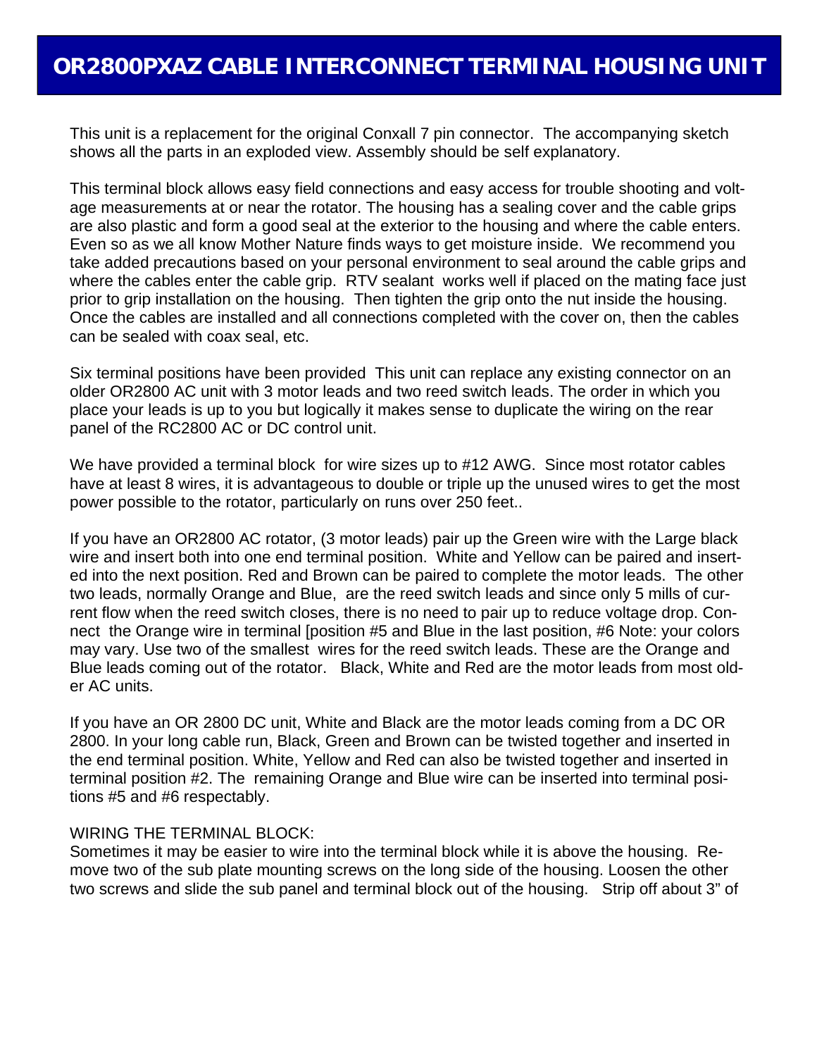# OR2800PXAZ CABLE INTERCONNECT TERMINAL HOUSING UNIT

This unit is a replacement for the original Conxall 7 pin connector. The accompanying sketch shows all the parts in an exploded view. Assembly should be self explanatory.

This terminal block allows easy field connections and easy access for trouble shooting and voltage measurements at or near the rotator. The housing has a sealing cover and the cable grips are also plastic and form a good seal at the exterior to the housing and where the cable enters. Even so as we all know Mother Nature finds ways to get moisture inside. We recommend you take added precautions based on your personal environment to seal around the cable grips and where the cables enter the cable grip. RTV sealant works well if placed on the mating face just prior to grip installation on the housing. Then tighten the grip onto the nut inside the housing. Once the cables are installed and all connections completed with the cover on, then the cables can be sealed with coax seal, etc.

Six terminal positions have been provided This unit can replace any existing connector on an older OR2800 AC unit with 3 motor leads and two reed switch leads. The order in which you place your leads is up to you but logically it makes sense to duplicate the wiring on the rear panel of the RC2800 AC or DC control unit.

We have provided a terminal block for wire sizes up to #12 AWG. Since most rotator cables have at least 8 wires, it is advantageous to double or triple up the unused wires to get the most power possible to the rotator, particularly on runs over 250 feet..

If you have an OR2800 AC rotator, (3 motor leads) pair up the Green wire with the Large black wire and insert both into one end terminal position. White and Yellow can be paired and inserted into the next position. Red and Brown can be paired to complete the motor leads. The other two leads, normally Orange and Blue, are the reed switch leads and since only 5 mills of current flow when the reed switch closes, there is no need to pair up to reduce voltage drop. Connect the Orange wire in terminal [position #5 and Blue in the last position, #6 Note: your colors may vary. Use two of the smallest wires for the reed switch leads. These are the Orange and Blue leads coming out of the rotator. Black, White and Red are the motor leads from most older AC units.

If you have an OR 2800 DC unit, White and Black are the motor leads coming from a DC OR 2800. In your long cable run, Black, Green and Brown can be twisted together and inserted in the end terminal position. White, Yellow and Red can also be twisted together and inserted in terminal position #2. The remaining Orange and Blue wire can be inserted into terminal positions #5 and #6 respectably.

WIRING THE TERMINAL BLOCK:
Sometimes it may be easier to wire into the terminal block while it is above the housing. Remove two of the sub plate mounting screws on the long side of the housing. Loosen the other two screws and slide the sub panel and terminal block out of the housing. Strip off about 3" of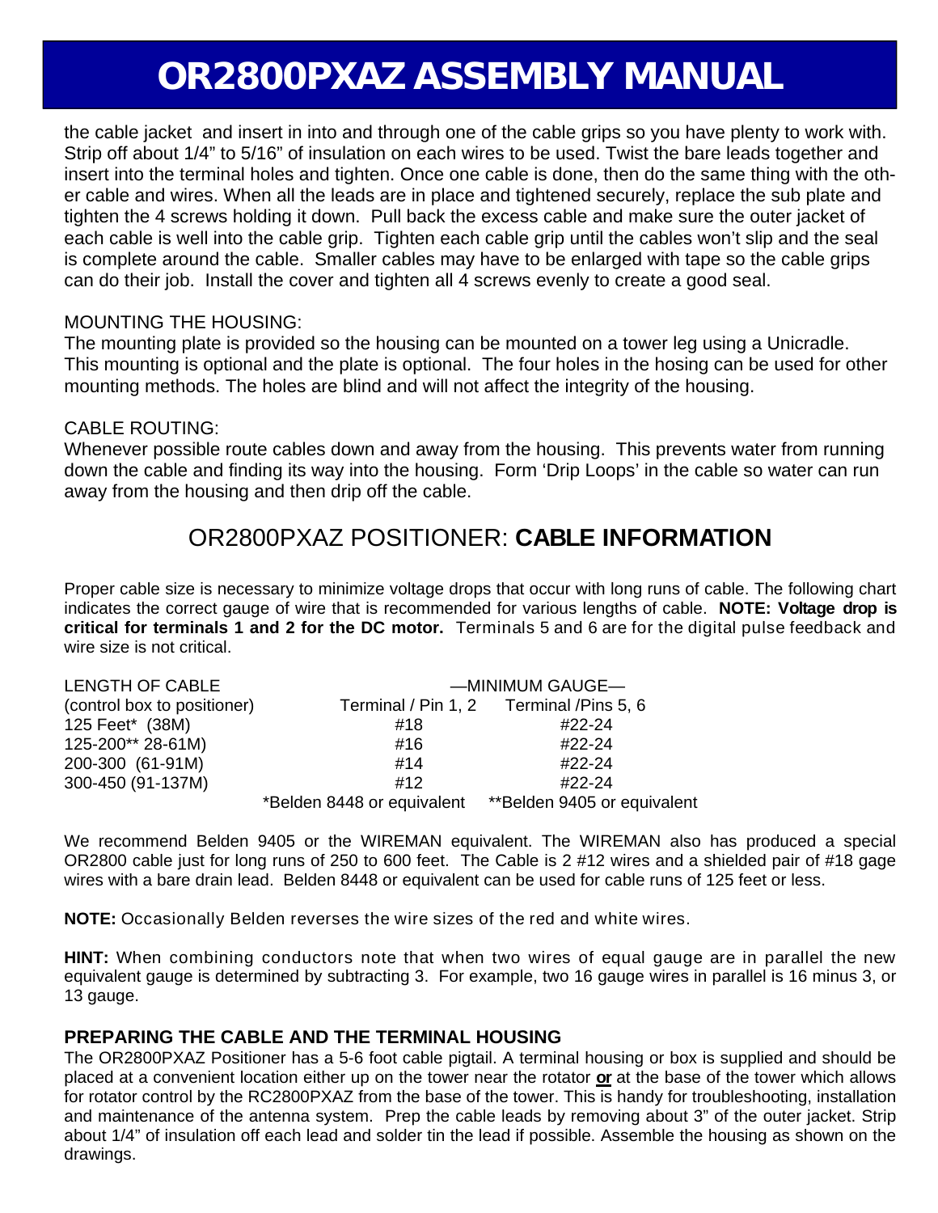the cable jacket and insert in into and through one of the cable grips so you have plenty to work with. Strip off about 1/4" to 5/16" of insulation on each wires to be used. Twist the bare leads together and insert into the terminal holes and tighten. Once one cable is done, then do the same thing with the other cable and wires. When all the leads are in place and tightened securely, replace the sub plate and tighten the 4 screws holding it down. Pull back the excess cable and make sure the outer jacket of each cable is well into the cable grip. Tighten each cable grip until the cables won't slip and the seal is complete around the cable. Smaller cables may have to be enlarged with tape so the cable grips can do their job. Install the cover and tighten all 4 screws evenly to create a good seal.

MOUNTING THE HOUSING:
The mounting plate is provided so the housing can be mounted on a tower leg using a Unicradle. This mounting is optional and the plate is optional. The four holes in the hosing can be used for other mounting methods. The holes are blind and will not affect the integrity of the housing.

CABLE ROUTING:
Whenever possible route cables down and away from the housing. This prevents water from running down the cable and finding its way into the housing. Form 'Drip Loops' in the cable so water can run away from the housing and then drip off the cable.

## OR2800PXAZ POSITIONER: **CABLE INFORMATION**

Proper cable size is necessary to minimize voltage drops that occur with long runs of cable. The following chart indicates the correct gauge of wire that is recommended for various lengths of cable. **NOTE: Voltage drop is critical for terminals 1 and 2 for the DC motor.** Terminals 5 and 6 are for the digital pulse feedback and wire size is not critical.

| LENGTH OF CABLE | —MINIMUM GAUGE— | |
|---|---|---|
| (control box to positioner) | Terminal / Pin 1, 2 | Terminal /Pins 5, 6 |
| 125 Feet* (38M) | #18 | #22-24 |
| 125-200** 28-61M) | #16 | #22-24 |
| 200-300 (61-91M) | #14 | #22-24 |
| 300-450 (91-137M) | #12 | #22-24 |
| | *Belden 8448 or equivalent | **Belden 9405 or equivalent |

We recommend Belden 9405 or the WIREMAN equivalent. The WIREMAN also has produced a special OR2800 cable just for long runs of 250 to 600 feet. The Cable is 2 #12 wires and a shielded pair of #18 gage wires with a bare drain lead. Belden 8448 or equivalent can be used for cable runs of 125 feet or less.

**NOTE:** Occasionally Belden reverses the wire sizes of the red and white wires.

**HINT:** When combining conductors note that when two wires of equal gauge are in parallel the new equivalent gauge is determined by subtracting 3. For example, two 16 gauge wires in parallel is 16 minus 3, or 13 gauge.

### PREPARING THE CABLE AND THE TERMINAL HOUSING

The OR2800PXAZ Positioner has a 5-6 foot cable pigtail. A terminal housing or box is supplied and should be placed at a convenient location either up on the tower near the rotator **<u>or</u>** at the base of the tower which allows for rotator control by the RC2800PXAZ from the base of the tower. This is handy for troubleshooting, installation and maintenance of the antenna system. Prep the cable leads by removing about 3" of the outer jacket. Strip about 1/4" of insulation off each lead and solder tin the lead if possible. Assemble the housing as shown on the drawings.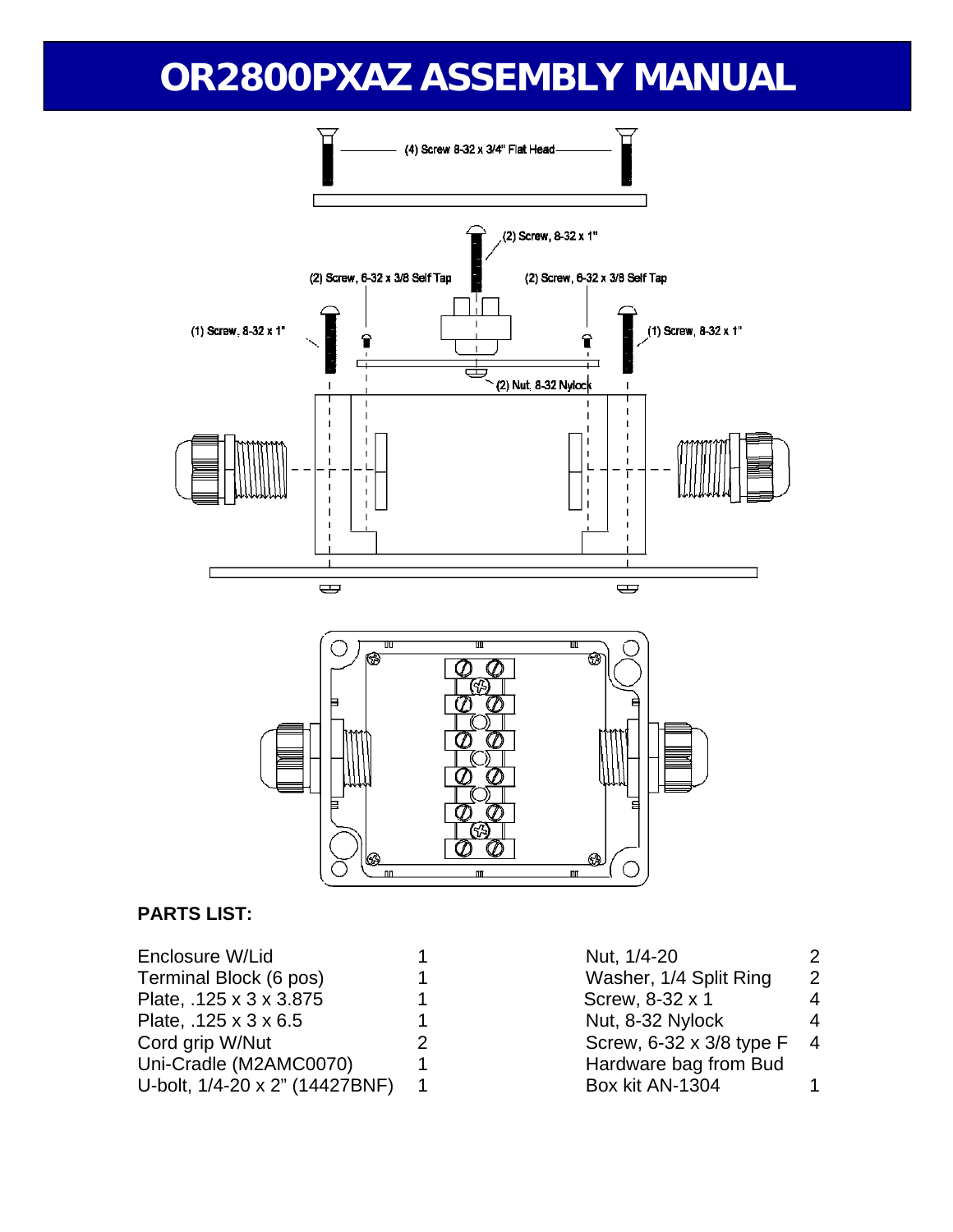# OR2800PXAZ ASSEMBLY MANUAL

(4) Screw 8-32 x 3/4" Flat Head

(2) Screw, 8-32 x 1"

(2) Screw, 6-32 x 3/8 Self Tap

(2) Screw, 6-32 x 3/8 Self Tap

(1) Screw, 8-32 x 1"

(1) Screw, 8-32 x 1"

(2) Nut, 8-32 Nylock

**PARTS LIST:**

| | | | |
|---|---|---|---|
| Enclosure W/Lid | 1 | Nut, 1/4-20 | 2 |
| Terminal Block (6 pos) | 1 | Washer, 1/4 Split Ring | 2 |
| Plate, .125 x 3 x 3.875 | 1 | Screw, 8-32 x 1 | 4 |
| Plate, .125 x 3 x 6.5 | 1 | Nut, 8-32 Nylock | 4 |
| Cord grip W/Nut | 2 | Screw, 6-32 x 3/8 type F | 4 |
| Uni-Cradle (M2AMC0070) | 1 | Hardware bag from Bud | |
| U-bolt, 1/4-20 x 2" (14427BNF) | 1 | Box kit AN-1304 | 1 |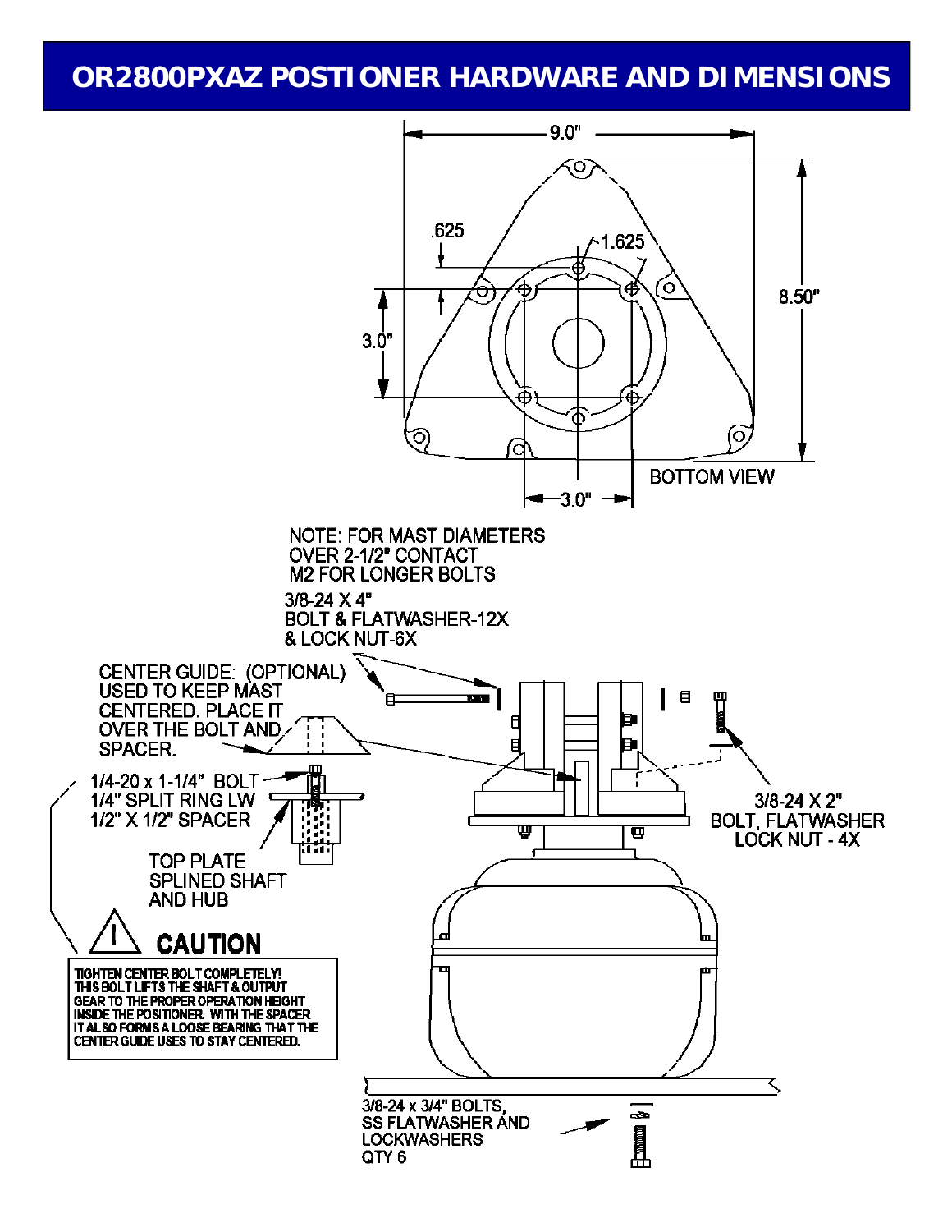# OR2800PXAZ POSTIONER HARDWARE AND DIMENSIONS

9.0"

.625

1.625

3.0"

8.50"

3.0"

BOTTOM VIEW

NOTE: FOR MAST DIAMETERS OVER 2-1/2" CONTACT M2 FOR LONGER BOLTS

3/8-24 X 4" BOLT & FLATWASHER-12X & LOCK NUT-6X

CENTER GUIDE: (OPTIONAL) USED TO KEEP MAST CENTERED. PLACE IT OVER THE BOLT AND SPACER.

1/4-20 x 1-1/4" BOLT
1/4" SPLIT RING LW
1/2" X 1/2" SPACER

TOP PLATE SPLINED SHAFT AND HUB

3/8-24 X 2" BOLT, FLATWASHER LOCK NUT - 4X

**CAUTION**

**TIGHTEN CENTER BOLT COMPLETELY! THIS BOLT LIFTS THE SHAFT & OUTPUT GEAR TO THE PROPER OPERATION HEIGHT INSIDE THE POSITIONER. WITH THE SPACER IT ALSO FORMS A LOOSE BEARING THAT THE CENTER GUIDE USES TO STAY CENTERED.**

3/8-24 x 3/4" BOLTS, SS FLATWASHER AND LOCKWASHERS QTY 6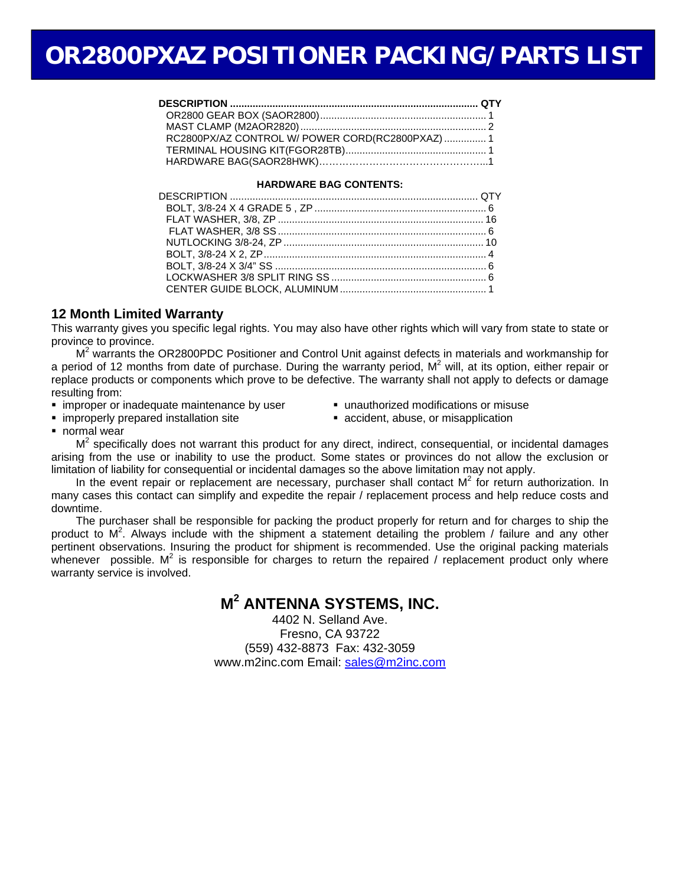# OR2800PXAZ POSITIONER PACKING/PARTS LIST

| DESCRIPTION | QTY |
| --- | --- |
| OR2800 GEAR BOX (SAOR2800) | 1 |
| MAST CLAMP (M2AOR2820) | 2 |
| RC2800PX/AZ CONTROL W/ POWER CORD(RC2800PXAZ) | 1 |
| TERMINAL HOUSING KIT(FGOR28TB) | 1 |
| HARDWARE BAG(SAOR28HWK) | 1 |

**HARDWARE BAG CONTENTS:**

| DESCRIPTION | QTY |
| --- | --- |
| BOLT, 3/8-24 X 4 GRADE 5 , ZP | 6 |
| FLAT WASHER, 3/8, ZP | 16 |
| FLAT WASHER, 3/8 SS | 6 |
| NUTLOCKING 3/8-24, ZP | 10 |
| BOLT, 3/8-24 X 2, ZP | 4 |
| BOLT, 3/8-24 X 3/4" SS | 6 |
| LOCKWASHER 3/8 SPLIT RING SS | 6 |
| CENTER GUIDE BLOCK, ALUMINUM | 1 |

## 12 Month Limited Warranty

This warranty gives you specific legal rights. You may also have other rights which will vary from state to state or province to province.

$M^2$ warrants the OR2800PDC Positioner and Control Unit against defects in materials and workmanship for a period of 12 months from date of purchase. During the warranty period, $M^2$ will, at its option, either repair or replace products or components which prove to be defective. The warranty shall not apply to defects or damage resulting from:

- improper or inadequate maintenance by user
- improperly prepared installation site
- normal wear
- unauthorized modifications or misuse
- accident, abuse, or misapplication

$M^2$ specifically does not warrant this product for any direct, indirect, consequential, or incidental damages arising from the use or inability to use the product. Some states or provinces do not allow the exclusion or limitation of liability for consequential or incidental damages so the above limitation may not apply.

In the event repair or replacement are necessary, purchaser shall contact $M^2$ for return authorization. In many cases this contact can simplify and expedite the repair / replacement process and help reduce costs and downtime.

The purchaser shall be responsible for packing the product properly for return and for charges to ship the product to $M^2$. Always include with the shipment a statement detailing the problem / failure and any other pertinent observations. Insuring the product for shipment is recommended. Use the original packing materials whenever possible. $M^2$ is responsible for charges to return the repaired / replacement product only where warranty service is involved.

## $M^2$ ANTENNA SYSTEMS, INC.

4402 N. Selland Ave.
Fresno, CA 93722
(559) 432-8873 Fax: 432-3059
www.m2inc.com Email: sales@m2inc.com